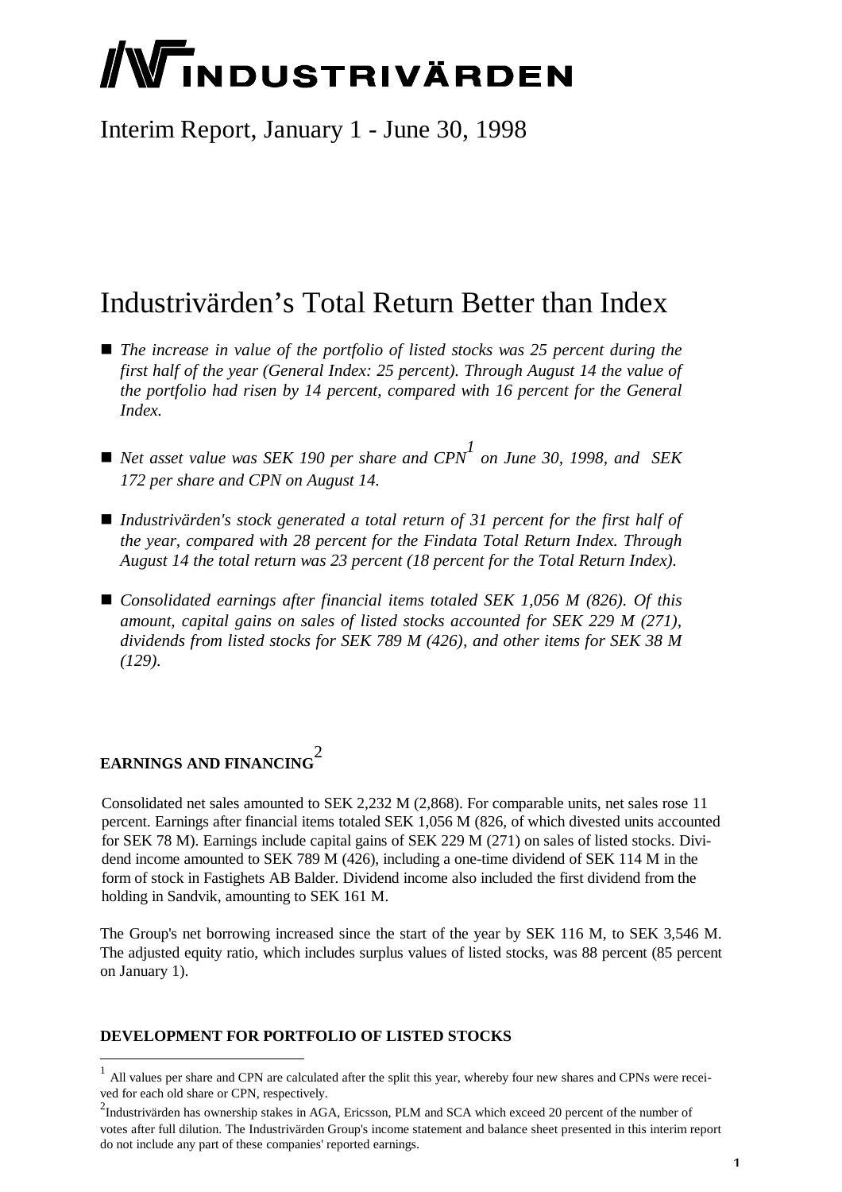// INDUSTRIVÄRDEN

Interim Report, January 1 - June 30, 1998

# Industrivärden's Total Return Better than Index

- *The increase in value of the portfolio of listed stocks was 25 percent during the first half of the year (General Index: 25 percent). Through August 14 the value of the portfolio had risen by 14 percent, compared with 16 percent for the General Index.*
- *Net asset value was SEK 190 per share and CPN[1] on June 30, 1998, and SEK 172 per share and CPN on August 14.*
- *Industrivärden's stock generated a total return of 31 percent for the first half of the year, compared with 28 percent for the Findata Total Return Index. Through August 14 the total return was 23 percent (18 percent for the Total Return Index).*
- *Consolidated earnings after financial items totaled SEK 1,056 M (826). Of this amount, capital gains on sales of listed stocks accounted for SEK 229 M (271), dividends from listed stocks for SEK 789 M (426), and other items for SEK 38 M (129).*

## EARNINGS AND FINANCING[2]

Consolidated net sales amounted to SEK 2,232 M (2,868). For comparable units, net sales rose 11 percent. Earnings after financial items totaled SEK 1,056 M (826, of which divested units accounted for SEK 78 M). Earnings include capital gains of SEK 229 M (271) on sales of listed stocks. Dividend income amounted to SEK 789 M (426), including a one-time dividend of SEK 114 M in the form of stock in Fastighets AB Balder. Dividend income also included the first dividend from the holding in Sandvik, amounting to SEK 161 M.

The Group's net borrowing increased since the start of the year by SEK 116 M, to SEK 3,546 M. The adjusted equity ratio, which includes surplus values of listed stocks, was 88 percent (85 percent on January 1).

## DEVELOPMENT FOR PORTFOLIO OF LISTED STOCKS

---

[1] All values per share and CPN are calculated after the split this year, whereby four new shares and CPNs were received for each old share or CPN, respectively.

[2] Industrivärden has ownership stakes in AGA, Ericsson, PLM and SCA which exceed 20 percent of the number of votes after full dilution. The Industrivärden Group's income statement and balance sheet presented in this interim report do not include any part of these companies' reported earnings.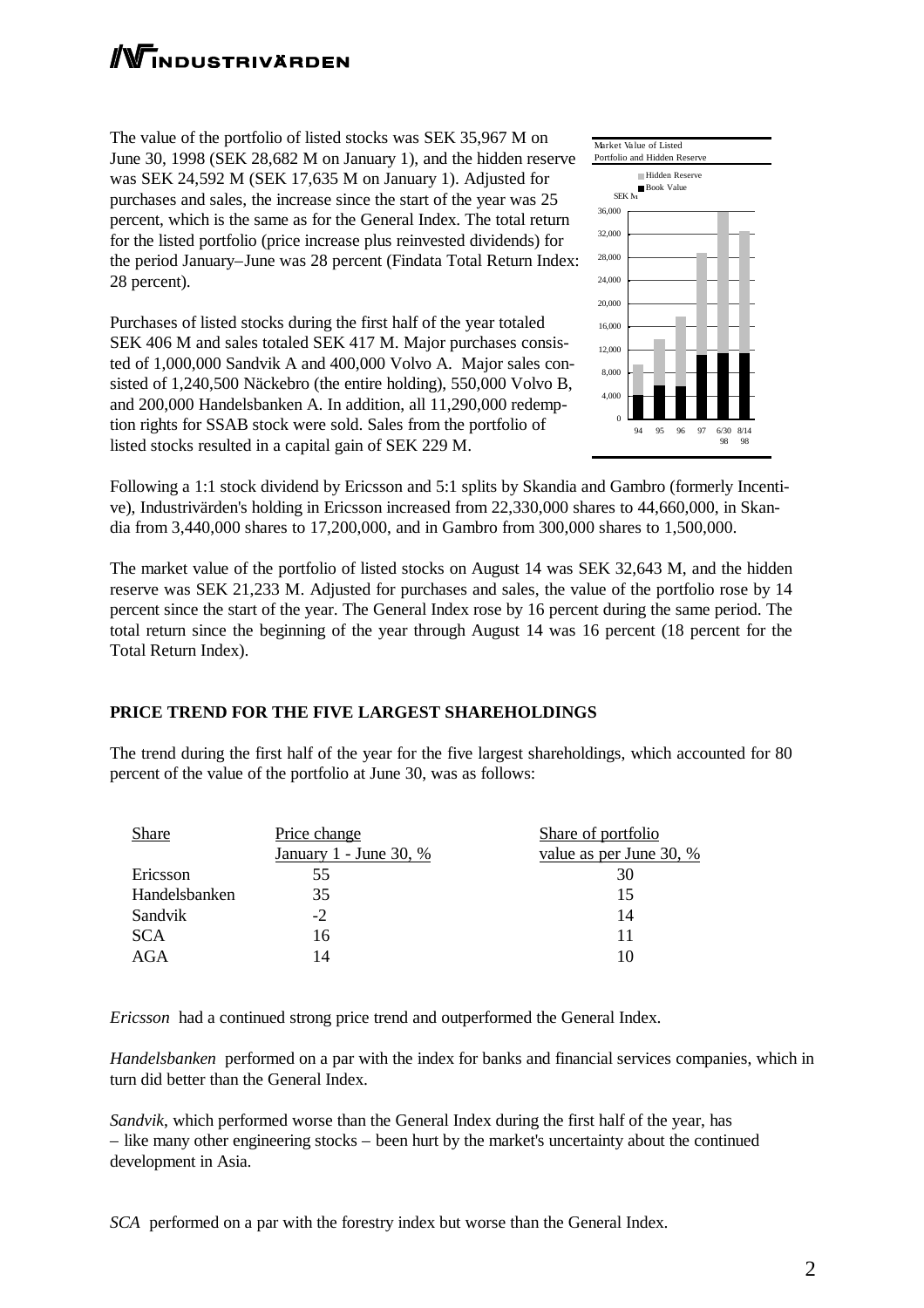The value of the portfolio of listed stocks was SEK 35,967 M on June 30, 1998 (SEK 28,682 M on January 1), and the hidden reserve was SEK 24,592 M (SEK 17,635 M on January 1). Adjusted for purchases and sales, the increase since the start of the year was 25 percent, which is the same as for the General Index. The total return for the listed portfolio (price increase plus reinvested dividends) for the period January–June was 28 percent (Findata Total Return Index: 28 percent).

Purchases of listed stocks during the first half of the year totaled SEK 406 M and sales totaled SEK 417 M. Major purchases consisted of 1,000,000 Sandvik A and 400,000 Volvo A. Major sales consisted of 1,240,500 Näckebro (the entire holding), 550,000 Volvo B, and 200,000 Handelsbanken A. In addition, all 11,290,000 redemption rights for SSAB stock were sold. Sales from the portfolio of listed stocks resulted in a capital gain of SEK 229 M.

Following a 1:1 stock dividend by Ericsson and 5:1 splits by Skandia and Gambro (formerly Incentive), Industrivärden's holding in Ericsson increased from 22,330,000 shares to 44,660,000, in Skandia from 3,440,000 shares to 17,200,000, and in Gambro from 300,000 shares to 1,500,000.

The market value of the portfolio of listed stocks on August 14 was SEK 32,643 M, and the hidden reserve was SEK 21,233 M. Adjusted for purchases and sales, the value of the portfolio rose by 14 percent since the start of the year. The General Index rose by 16 percent during the same period. The total return since the beginning of the year through August 14 was 16 percent (18 percent for the Total Return Index).

## PRICE TREND FOR THE FIVE LARGEST SHAREHOLDINGS

The trend during the first half of the year for the five largest shareholdings, which accounted for 80 percent of the value of the portfolio at June 30, was as follows:

| Share | Price change January 1 - June 30, % | Share of portfolio value as per June 30, % |
|---|---|---|
| Ericsson | 55 | 30 |
| Handelsbanken | 35 | 15 |
| Sandvik | -2 | 14 |
| SCA | 16 | 11 |
| AGA | 14 | 10 |

*Ericsson* had a continued strong price trend and outperformed the General Index.

*Handelsbanken* performed on a par with the index for banks and financial services companies, which in turn did better than the General Index.

*Sandvik*, which performed worse than the General Index during the first half of the year, has – like many other engineering stocks – been hurt by the market's uncertainty about the continued development in Asia.

*SCA* performed on a par with the forestry index but worse than the General Index.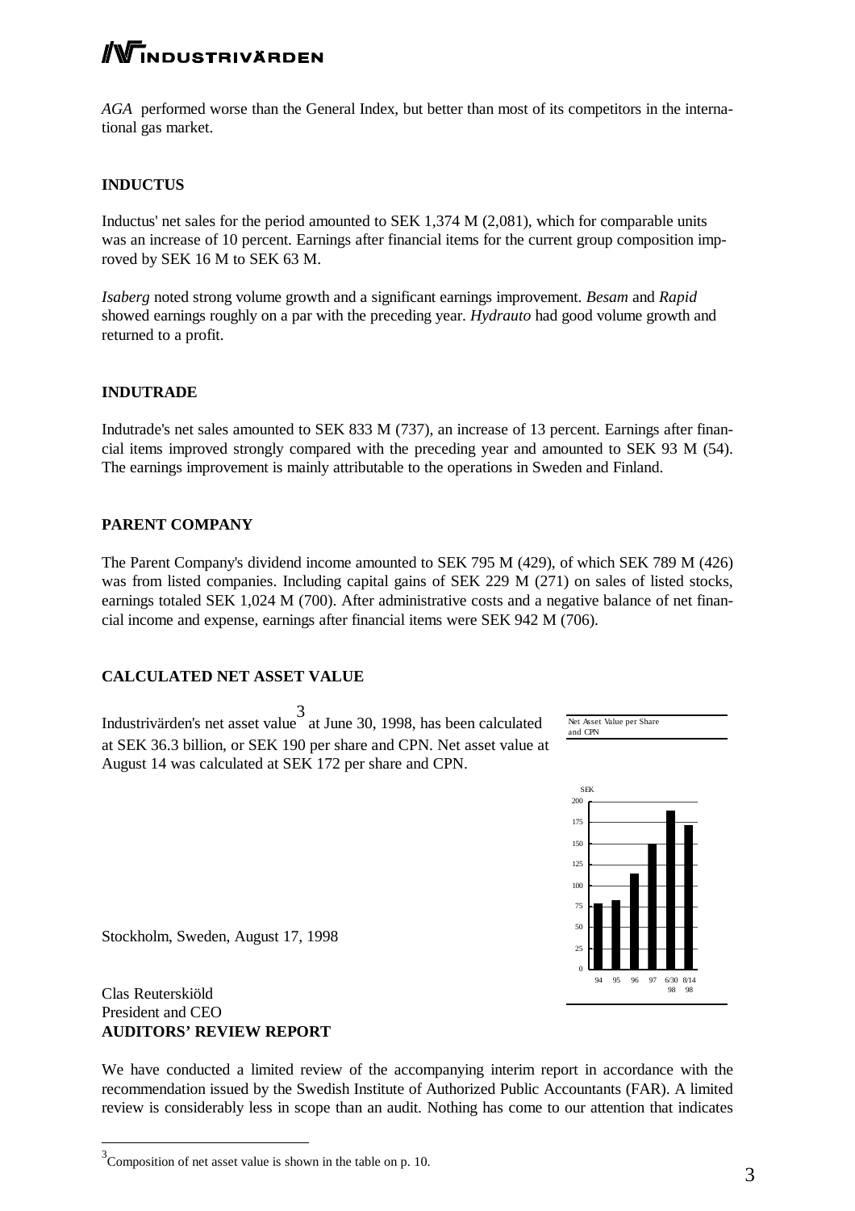*AGA* performed worse than the General Index, but better than most of its competitors in the international gas market.

## INDUCTUS

Inductus' net sales for the period amounted to SEK 1,374 M (2,081), which for comparable units was an increase of 10 percent. Earnings after financial items for the current group composition improved by SEK 16 M to SEK 63 M.

*Isaberg* noted strong volume growth and a significant earnings improvement. *Besam* and *Rapid* showed earnings roughly on a par with the preceding year. *Hydrauto* had good volume growth and returned to a profit.

## INDUTRADE

Indutrade's net sales amounted to SEK 833 M (737), an increase of 13 percent. Earnings after financial items improved strongly compared with the preceding year and amounted to SEK 93 M (54). The earnings improvement is mainly attributable to the operations in Sweden and Finland.

## PARENT COMPANY

The Parent Company's dividend income amounted to SEK 795 M (429), of which SEK 789 M (426) was from listed companies. Including capital gains of SEK 229 M (271) on sales of listed stocks, earnings totaled SEK 1,024 M (700). After administrative costs and a negative balance of net financial income and expense, earnings after financial items were SEK 942 M (706).

## CALCULATED NET ASSET VALUE

Industrivärden's net asset value[3] at June 30, 1998, has been calculated at SEK 36.3 billion, or SEK 190 per share and CPN. Net asset value at August 14 was calculated at SEK 172 per share and CPN.

Net Asset Value per Share and CPN

Stockholm, Sweden, August 17, 1998

Clas Reuterskiöld
President and CEO

## AUDITORS' REVIEW REPORT

We have conducted a limited review of the accompanying interim report in accordance with the recommendation issued by the Swedish Institute of Authorized Public Accountants (FAR). A limited review is considerably less in scope than an audit. Nothing has come to our attention that indicates

[3] Composition of net asset value is shown in the table on p. 10.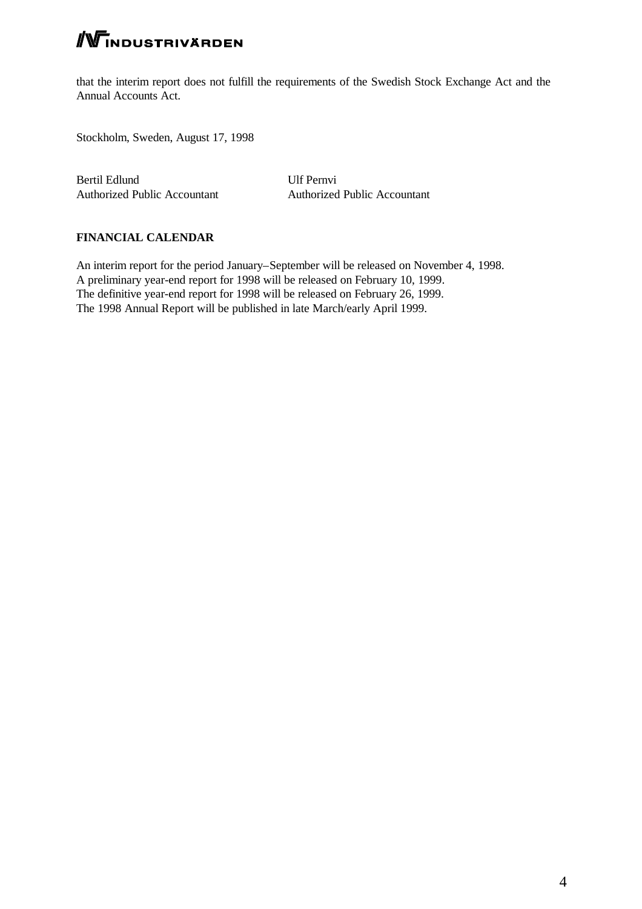that the interim report does not fulfill the requirements of the Swedish Stock Exchange Act and the Annual Accounts Act.

Stockholm, Sweden, August 17, 1998

| Bertil Edlund | Ulf Pernvi |
| --- | --- |
| Authorized Public Accountant | Authorized Public Accountant |

**FINANCIAL CALENDAR**

An interim report for the period January–September will be released on November 4, 1998.
A preliminary year-end report for 1998 will be released on February 10, 1999.
The definitive year-end report for 1998 will be released on February 26, 1999.
The 1998 Annual Report will be published in late March/early April 1999.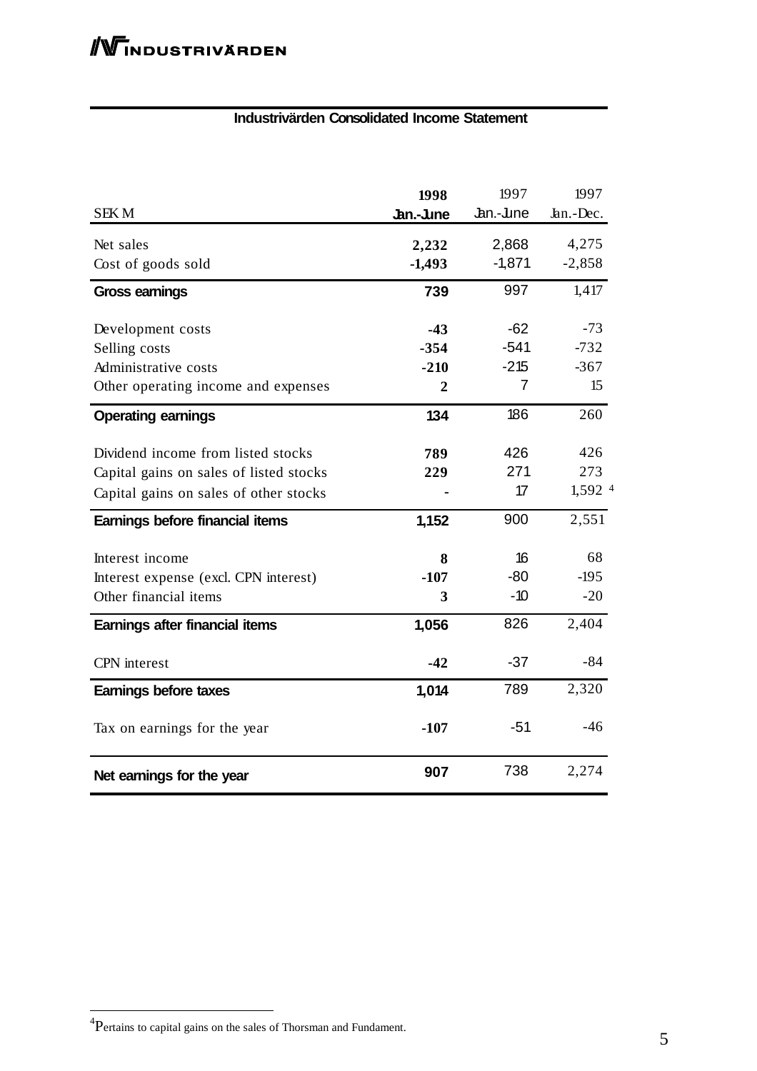## Industrivärden Consolidated Income Statement

| SEK M | 1998 Jan.-June | 1997 Jan.-June | 1997 Jan.-Dec. |
|---|---|---|---|
| Net sales | 2,232 | 2,868 | 4,275 |
| Cost of goods sold | -1,493 | -1,871 | -2,858 |
| **Gross earnings** | **739** | 997 | 1,417 |
| Development costs | -43 | -62 | -73 |
| Selling costs | -354 | -541 | -732 |
| Administrative costs | -210 | -215 | -367 |
| Other operating income and expenses | 2 | 7 | 15 |
| **Operating earnings** | **134** | 186 | 260 |
| Dividend income from listed stocks | 789 | 426 | 426 |
| Capital gains on sales of listed stocks | 229 | 271 | 273 |
| Capital gains on sales of other stocks | - | 17 | 1,592 [4] |
| **Earnings before financial items** | **1,152** | 900 | 2,551 |
| Interest income | 8 | 16 | 68 |
| Interest expense (excl. CPN interest) | -107 | -80 | -195 |
| Other financial items | 3 | -10 | -20 |
| **Earnings after financial items** | **1,056** | 826 | 2,404 |
| CPN interest | -42 | -37 | -84 |
| **Earnings before taxes** | **1,014** | 789 | 2,320 |
| Tax on earnings for the year | -107 | -51 | -46 |
| **Net earnings for the year** | **907** | 738 | 2,274 |

[4] Pertains to capital gains on the sales of Thorsman and Fundament.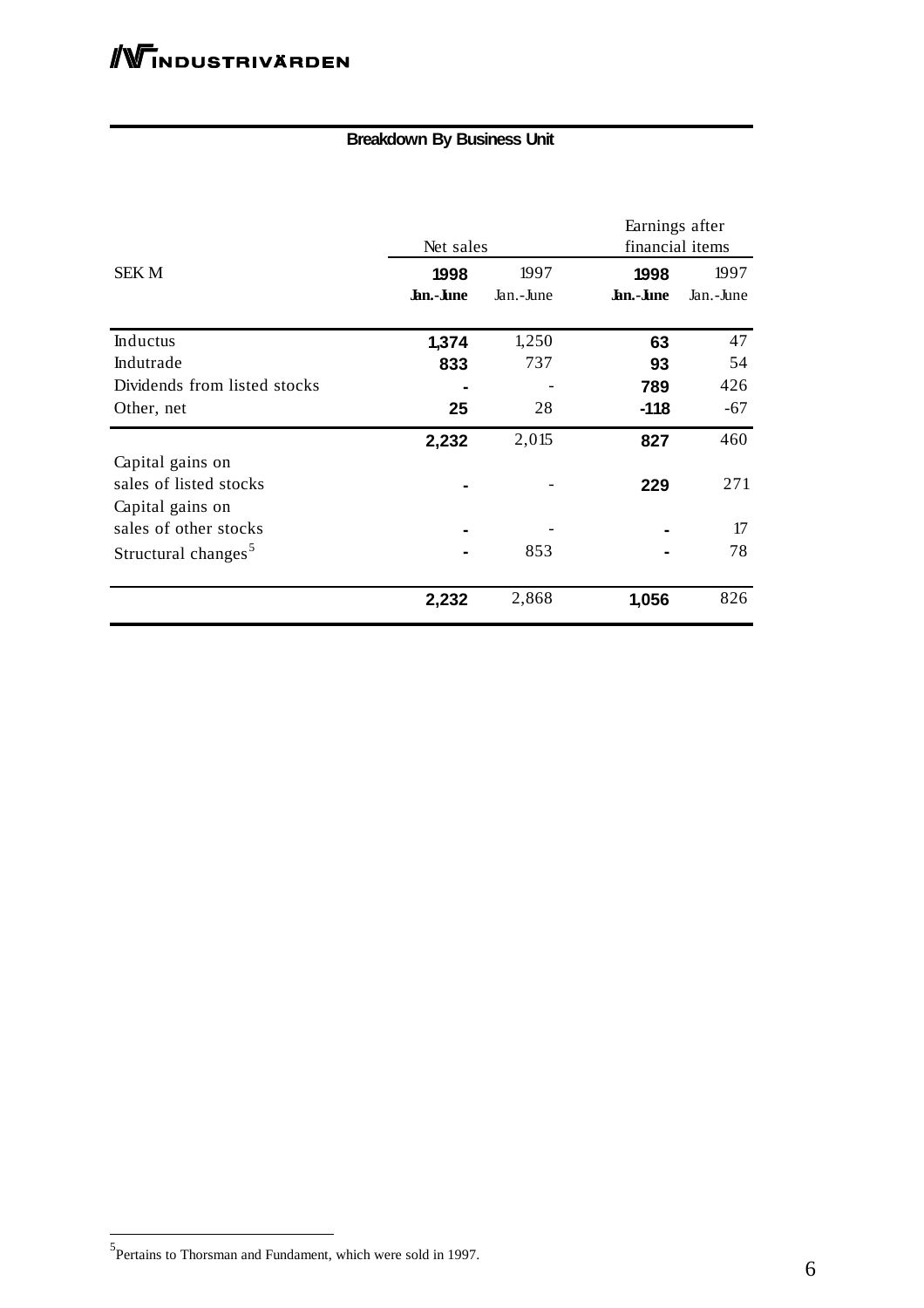## Breakdown By Business Unit

| SEK M | Net sales | | Earnings after financial items | |
|---|---|---|---|---|
| | **1998 Jan.-June** | 1997 Jan.-June | **1998 Jan.-June** | 1997 Jan.-June |
| Inductus | **1,374** | 1,250 | **63** | 47 |
| Indutrade | **833** | 737 | **93** | 54 |
| Dividends from listed stocks | **-** | - | **789** | 426 |
| Other, net | **25** | 28 | **-118** | -67 |
| | **2,232** | 2,015 | **827** | 460 |
| Capital gains on sales of listed stocks | **-** | - | **229** | 271 |
| Capital gains on sales of other stocks | **-** | - | **-** | 17 |
| Structural changes[5] | **-** | 853 | **-** | 78 |
| | **2,232** | 2,868 | **1,056** | 826 |

[5] Pertains to Thorsman and Fundament, which were sold in 1997.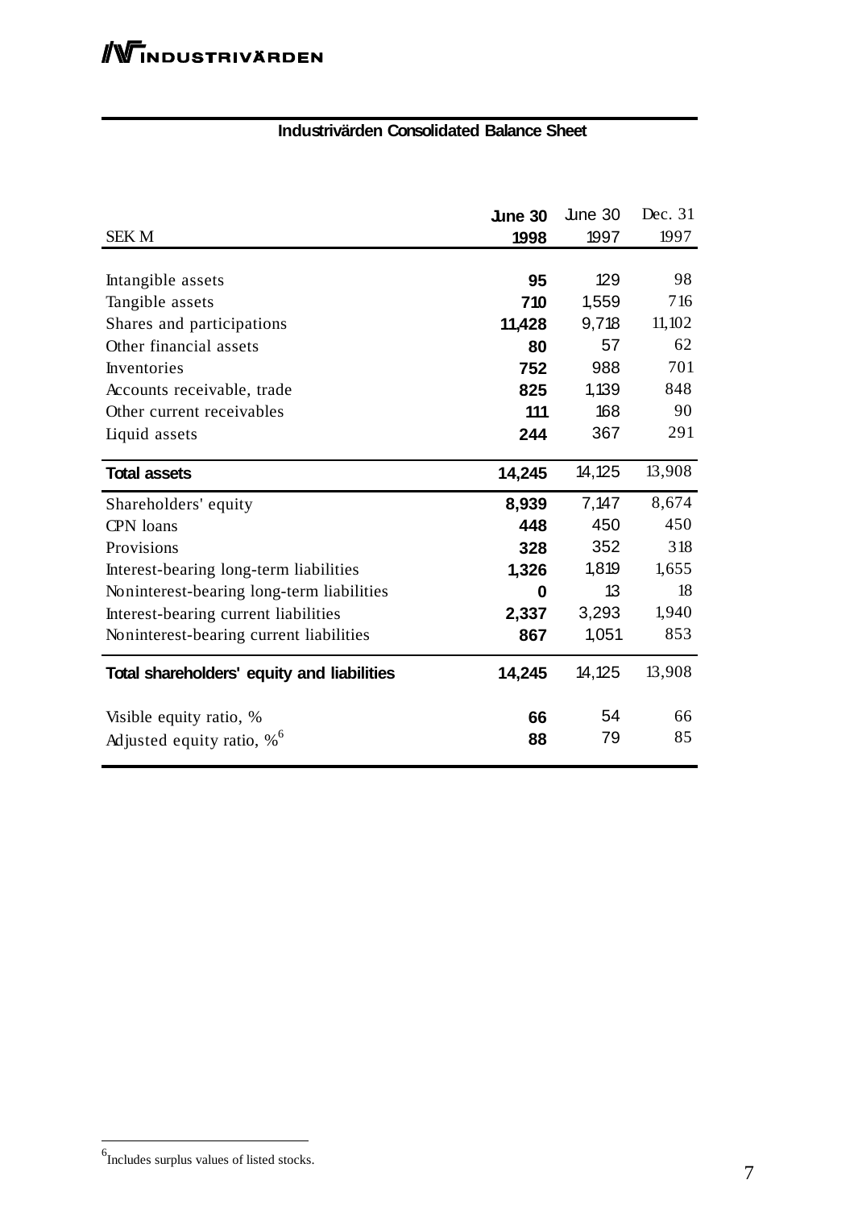INDUSTRIVÄRDEN

## Industrivärden Consolidated Balance Sheet

| SEK M | **June 30 1998** | June 30 1997 | Dec. 31 1997 |
|---|---|---|---|
| Intangible assets | **95** | 129 | 98 |
| Tangible assets | **710** | 1,559 | 716 |
| Shares and participations | **11,428** | 9,718 | 11,102 |
| Other financial assets | **80** | 57 | 62 |
| Inventories | **752** | 988 | 701 |
| Accounts receivable, trade | **825** | 1,139 | 848 |
| Other current receivables | **111** | 168 | 90 |
| Liquid assets | **244** | 367 | 291 |
| **Total assets** | **14,245** | 14,125 | 13,908 |
| Shareholders' equity | **8,939** | 7,147 | 8,674 |
| CPN loans | **448** | 450 | 450 |
| Provisions | **328** | 352 | 318 |
| Interest-bearing long-term liabilities | **1,326** | 1,819 | 1,655 |
| Noninterest-bearing long-term liabilities | **0** | 13 | 18 |
| Interest-bearing current liabilities | **2,337** | 3,293 | 1,940 |
| Noninterest-bearing current liabilities | **867** | 1,051 | 853 |
| **Total shareholders' equity and liabilities** | **14,245** | 14,125 | 13,908 |
| Visible equity ratio, % | **66** | 54 | 66 |
| Adjusted equity ratio, %[6] | **88** | 79 | 85 |

[6] Includes surplus values of listed stocks.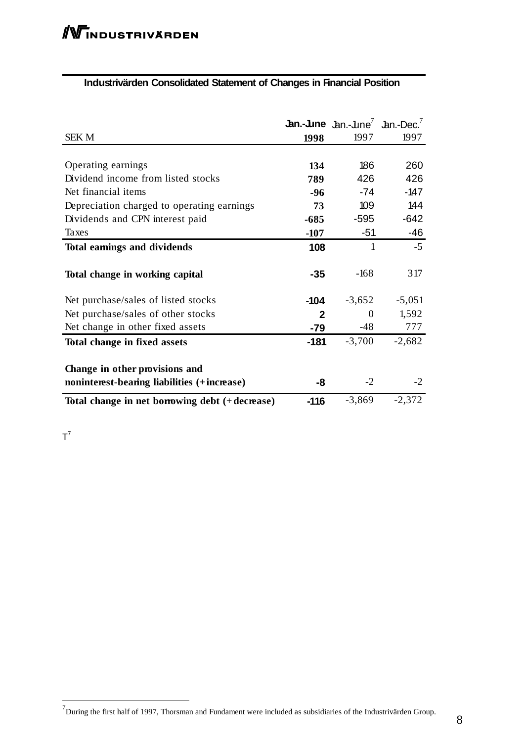## Industrivärden Consolidated Statement of Changes in Financial Position

| SEK M | Jan.-June 1998 | Jan.-June[7] 1997 | Jan.-Dec.[7] 1997 |
|---|---|---|---|
| Operating earnings | 134 | 186 | 260 |
| Dividend income from listed stocks | 789 | 426 | 426 |
| Net financial items | -96 | -74 | -147 |
| Depreciation charged to operating earnings | 73 | 109 | 144 |
| Dividends and CPN interest paid | -685 | -595 | -642 |
| Taxes | -107 | -51 | -46 |
| **Total earnings and dividends** | **108** | 1 | -5 |
| **Total change in working capital** | **-35** | -168 | 317 |
| Net purchase/sales of listed stocks | -104 | -3,652 | -5,051 |
| Net purchase/sales of other stocks | 2 | 0 | 1,592 |
| Net change in other fixed assets | -79 | -48 | 777 |
| **Total change in fixed assets** | **-181** | -3,700 | -2,682 |
| **Change in other provisions and noninterest-bearing liabilities (+increase)** | **-8** | -2 | -2 |
| **Total change in net borrowing debt (+decrease)** | **-116** | -3,869 | -2,372 |

T[7]

[7] During the first half of 1997, Thorsman and Fundament were included as subsidiaries of the Industrivärden Group.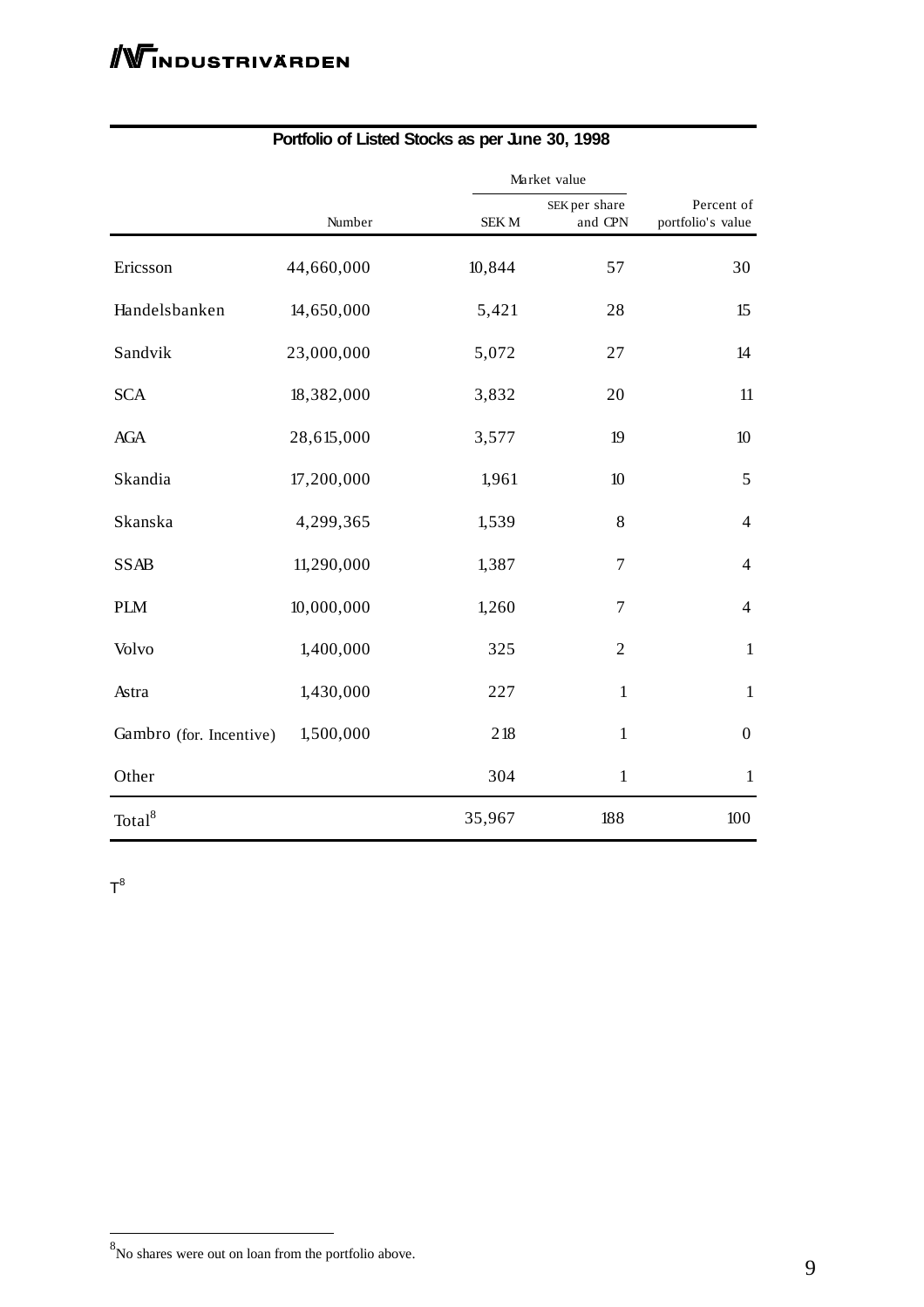## Portfolio of Listed Stocks as per June 30, 1998

| | Number | Market value SEK M | Market value SEK per share and CPN | Percent of portfolio's value |
|---|---|---|---|---|
| Ericsson | 44,660,000 | 10,844 | 57 | 30 |
| Handelsbanken | 14,650,000 | 5,421 | 28 | 15 |
| Sandvik | 23,000,000 | 5,072 | 27 | 14 |
| SCA | 18,382,000 | 3,832 | 20 | 11 |
| AGA | 28,615,000 | 3,577 | 19 | 10 |
| Skandia | 17,200,000 | 1,961 | 10 | 5 |
| Skanska | 4,299,365 | 1,539 | 8 | 4 |
| SSAB | 11,290,000 | 1,387 | 7 | 4 |
| PLM | 10,000,000 | 1,260 | 7 | 4 |
| Volvo | 1,400,000 | 325 | 2 | 1 |
| Astra | 1,430,000 | 227 | 1 | 1 |
| Gambro (for. Incentive) | 1,500,000 | 218 | 1 | 0 |
| Other | | 304 | 1 | 1 |
| Total[8] | | 35,967 | 188 | 100 |

T[8]

[8]No shares were out on loan from the portfolio above.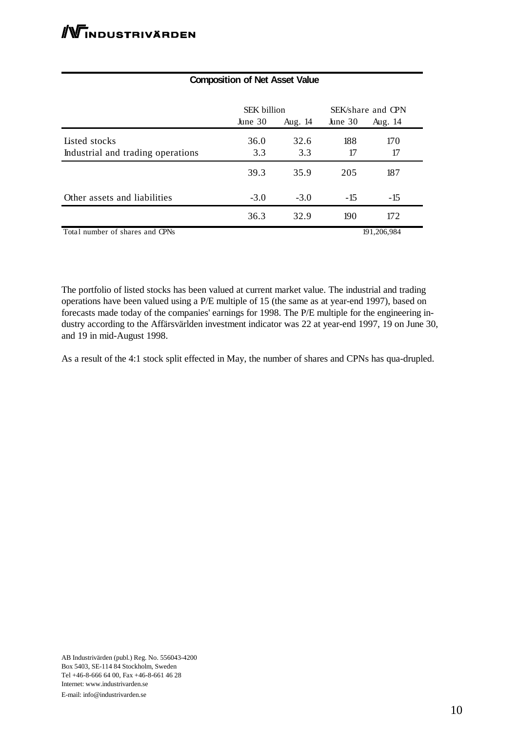## Composition of Net Asset Value

| | SEK billion | | SEK/share and CPN | |
|---|---|---|---|---|
| | June 30 | Aug. 14 | June 30 | Aug. 14 |
| Listed stocks | 36.0 | 32.6 | 188 | 170 |
| Industrial and trading operations | 3.3 | 3.3 | 17 | 17 |
| | 39.3 | 35.9 | 205 | 187 |
| Other assets and liabilities | -3.0 | -3.0 | -15 | -15 |
| | 36.3 | 32.9 | 190 | 172 |
| Total number of shares and CPNs | | | | 191,206,984 |

The portfolio of listed stocks has been valued at current market value. The industrial and trading operations have been valued using a P/E multiple of 15 (the same as at year-end 1997), based on forecasts made today of the companies' earnings for 1998. The P/E multiple for the engineering industry according to the Affärsvärlden investment indicator was 22 at year-end 1997, 19 on June 30, and 19 in mid-August 1998.

As a result of the 4:1 stock split effected in May, the number of shares and CPNs has qua-drupled.

AB Industrivärden (publ.) Reg. No. 556043-4200
Box 5403, SE-114 84 Stockholm, Sweden
Tel +46-8-666 64 00, Fax +46-8-661 46 28
Internet: www.industrivarden.se
E-mail: info@industrivarden.se